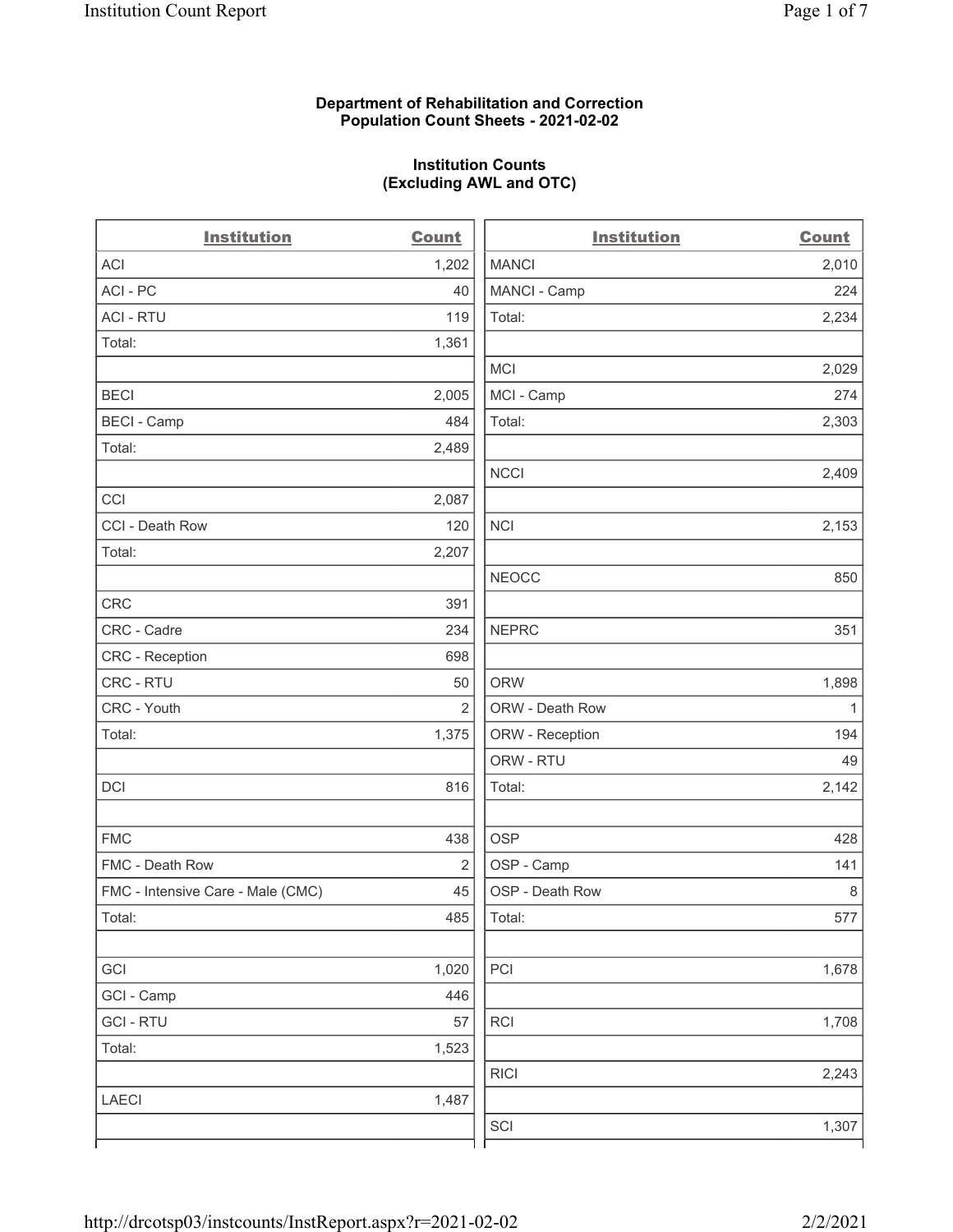**Department of Rehabilitation and Correction**
**Population Count Sheets - 2021-02-02**

**Institution Counts**
**(Excluding AWL and OTC)**

| Institution | Count |
| --- | --- |
| ACI | 1,202 |
| ACI - PC | 40 |
| ACI - RTU | 119 |
| Total: | 1,361 |
| | |
| BECI | 2,005 |
| BECI - Camp | 484 |
| Total: | 2,489 |
| | |
| CCI | 2,087 |
| CCI - Death Row | 120 |
| Total: | 2,207 |
| | |
| CRC | 391 |
| CRC - Cadre | 234 |
| CRC - Reception | 698 |
| CRC - RTU | 50 |
| CRC - Youth | 2 |
| Total: | 1,375 |
| | |
| DCI | 816 |
| | |
| FMC | 438 |
| FMC - Death Row | 2 |
| FMC - Intensive Care - Male (CMC) | 45 |
| Total: | 485 |
| | |
| GCI | 1,020 |
| GCI - Camp | 446 |
| GCI - RTU | 57 |
| Total: | 1,523 |
| | |
| LAECI | 1,487 |
| | |

| Institution | Count |
| --- | --- |
| MANCI | 2,010 |
| MANCI - Camp | 224 |
| Total: | 2,234 |
| | |
| MCI | 2,029 |
| MCI - Camp | 274 |
| Total: | 2,303 |
| | |
| NCCI | 2,409 |
| | |
| NCI | 2,153 |
| | |
| NEOCC | 850 |
| | |
| NEPRC | 351 |
| | |
| ORW | 1,898 |
| ORW - Death Row | 1 |
| ORW - Reception | 194 |
| ORW - RTU | 49 |
| Total: | 2,142 |
| | |
| OSP | 428 |
| OSP - Camp | 141 |
| OSP - Death Row | 8 |
| Total: | 577 |
| | |
| PCI | 1,678 |
| | |
| RCI | 1,708 |
| | |
| RICI | 2,243 |
| | |
| SCI | 1,307 |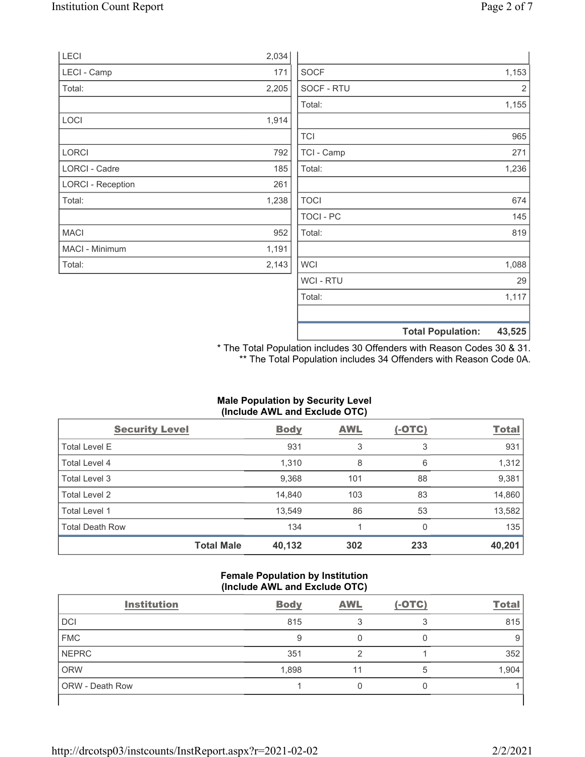| | |
|---|---|
| LECI | 2,034 |
| LECI - Camp | 171 |
| Total: | 2,205 |
| | |
| LOCI | 1,914 |
| | |
| LORCI | 792 |
| LORCI - Cadre | 185 |
| LORCI - Reception | 261 |
| Total: | 1,238 |
| | |
| MACI | 952 |
| MACI - Minimum | 1,191 |
| Total: | 2,143 |

| | |
|---|---|
| | |
| SOCF | 1,153 |
| SOCF - RTU | 2 |
| Total: | 1,155 |
| | |
| TCI | 965 |
| TCI - Camp | 271 |
| Total: | 1,236 |
| | |
| TOCI | 674 |
| TOCI - PC | 145 |
| Total: | 819 |
| | |
| WCI | 1,088 |
| WCI - RTU | 29 |
| Total: | 1,117 |
| | |
| **Total Population:** | **43,525** |

* The Total Population includes 30 Offenders with Reason Codes 30 & 31.
** The Total Population includes 34 Offenders with Reason Code 0A.

**Male Population by Security Level (Include AWL and Exclude OTC)**

| Security Level | Body | AWL | (-OTC) | Total |
|---|---|---|---|---|
| Total Level E | 931 | 3 | 3 | 931 |
| Total Level 4 | 1,310 | 8 | 6 | 1,312 |
| Total Level 3 | 9,368 | 101 | 88 | 9,381 |
| Total Level 2 | 14,840 | 103 | 83 | 14,860 |
| Total Level 1 | 13,549 | 86 | 53 | 13,582 |
| Total Death Row | 134 | 1 | 0 | 135 |
| **Total Male** | **40,132** | **302** | **233** | **40,201** |

**Female Population by Institution (Include AWL and Exclude OTC)**

| Institution | Body | AWL | (-OTC) | Total |
|---|---|---|---|---|
| DCI | 815 | 3 | 3 | 815 |
| FMC | 9 | 0 | 0 | 9 |
| NEPRC | 351 | 2 | 1 | 352 |
| ORW | 1,898 | 11 | 5 | 1,904 |
| ORW - Death Row | 1 | 0 | 0 | 1 |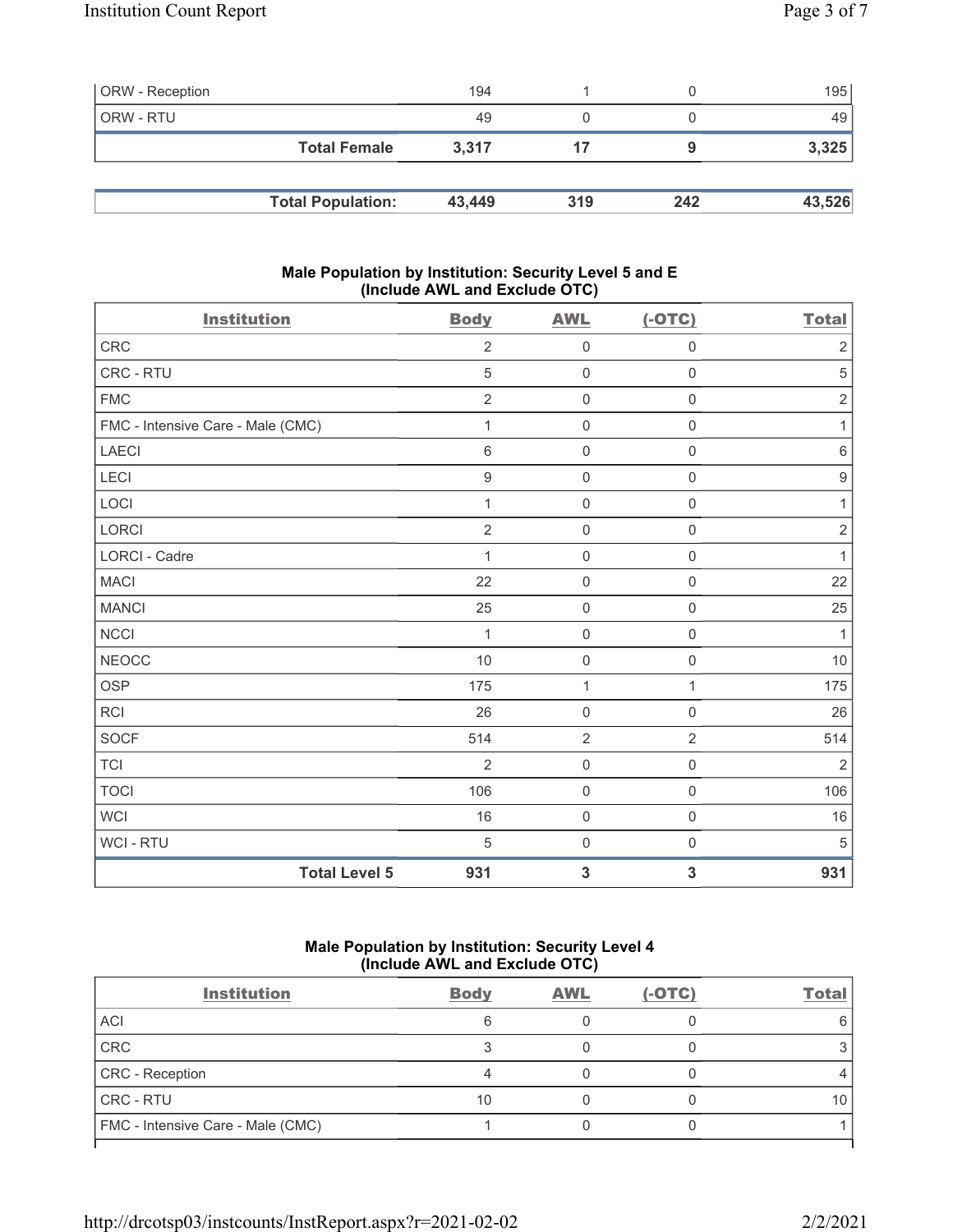| | | | | |
|---|---|---|---|---|
| ORW - Reception | 194 | 1 | 0 | 195 |
| ORW - RTU | 49 | 0 | 0 | 49 |
| **Total Female** | **3,317** | **17** | **9** | **3,325** |

| | | | | |
|---|---|---|---|---|
| **Total Population:** | **43,449** | **319** | **242** | **43,526** |

### Male Population by Institution: Security Level 5 and E (Include AWL and Exclude OTC)

| Institution | Body | AWL | (-OTC) | Total |
|---|---|---|---|---|
| CRC | 2 | 0 | 0 | 2 |
| CRC - RTU | 5 | 0 | 0 | 5 |
| FMC | 2 | 0 | 0 | 2 |
| FMC - Intensive Care - Male (CMC) | 1 | 0 | 0 | 1 |
| LAECI | 6 | 0 | 0 | 6 |
| LECI | 9 | 0 | 0 | 9 |
| LOCI | 1 | 0 | 0 | 1 |
| LORCI | 2 | 0 | 0 | 2 |
| LORCI - Cadre | 1 | 0 | 0 | 1 |
| MACI | 22 | 0 | 0 | 22 |
| MANCI | 25 | 0 | 0 | 25 |
| NCCI | 1 | 0 | 0 | 1 |
| NEOCC | 10 | 0 | 0 | 10 |
| OSP | 175 | 1 | 1 | 175 |
| RCI | 26 | 0 | 0 | 26 |
| SOCF | 514 | 2 | 2 | 514 |
| TCI | 2 | 0 | 0 | 2 |
| TOCI | 106 | 0 | 0 | 106 |
| WCI | 16 | 0 | 0 | 16 |
| WCI - RTU | 5 | 0 | 0 | 5 |
| **Total Level 5** | **931** | **3** | **3** | **931** |

### Male Population by Institution: Security Level 4 (Include AWL and Exclude OTC)

| Institution | Body | AWL | (-OTC) | Total |
|---|---|---|---|---|
| ACI | 6 | 0 | 0 | 6 |
| CRC | 3 | 0 | 0 | 3 |
| CRC - Reception | 4 | 0 | 0 | 4 |
| CRC - RTU | 10 | 0 | 0 | 10 |
| FMC - Intensive Care - Male (CMC) | 1 | 0 | 0 | 1 |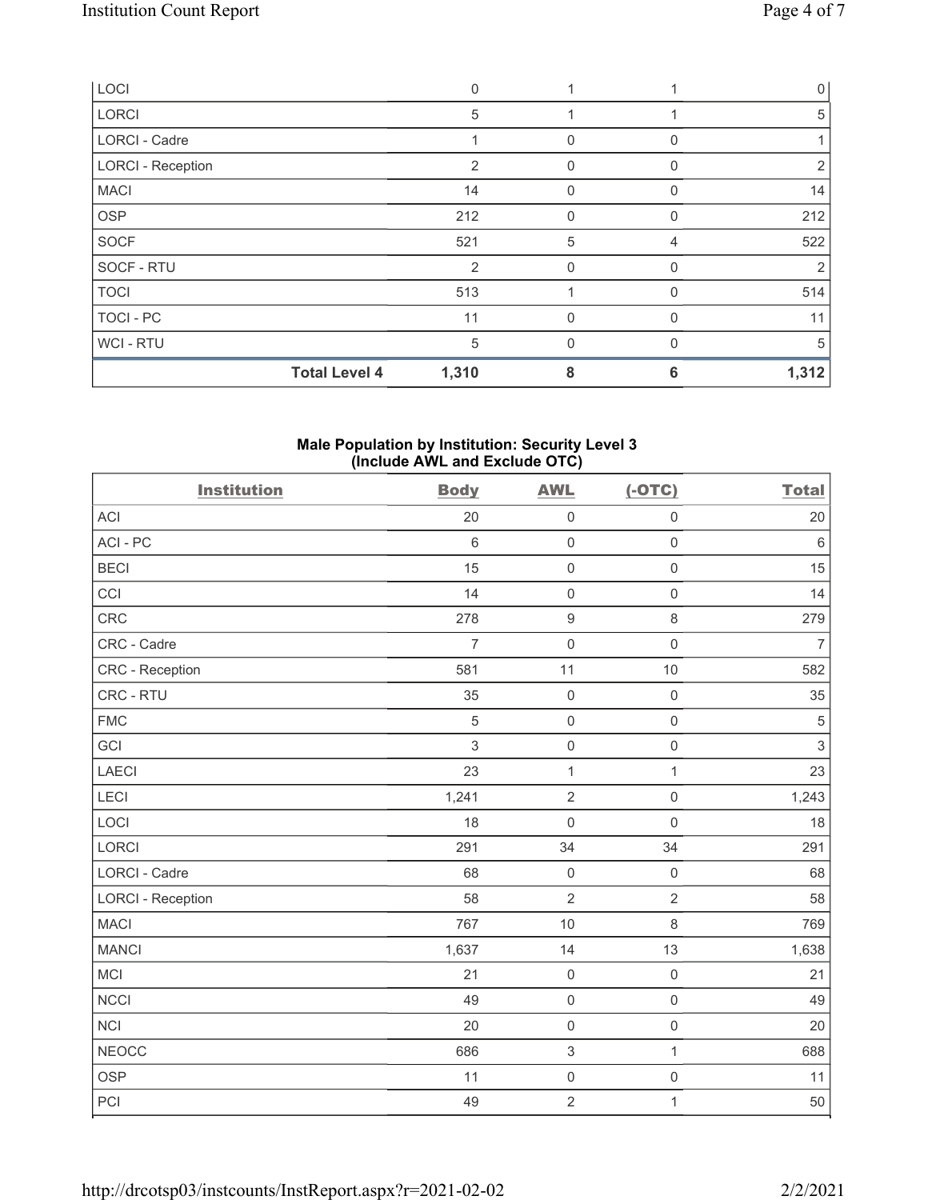| LOCI | 0 | 1 | 1 | 0 |
|---|---|---|---|---|
| LORCI | 5 | 1 | 1 | 5 |
| LORCI - Cadre | 1 | 0 | 0 | 1 |
| LORCI - Reception | 2 | 0 | 0 | 2 |
| MACI | 14 | 0 | 0 | 14 |
| OSP | 212 | 0 | 0 | 212 |
| SOCF | 521 | 5 | 4 | 522 |
| SOCF - RTU | 2 | 0 | 0 | 2 |
| TOCI | 513 | 1 | 0 | 514 |
| TOCI - PC | 11 | 0 | 0 | 11 |
| WCI - RTU | 5 | 0 | 0 | 5 |
| **Total Level 4** | **1,310** | **8** | **6** | **1,312** |

### Male Population by Institution: Security Level 3 (Include AWL and Exclude OTC)

| Institution | Body | AWL | (-OTC) | Total |
|---|---|---|---|---|
| ACI | 20 | 0 | 0 | 20 |
| ACI - PC | 6 | 0 | 0 | 6 |
| BECI | 15 | 0 | 0 | 15 |
| CCI | 14 | 0 | 0 | 14 |
| CRC | 278 | 9 | 8 | 279 |
| CRC - Cadre | 7 | 0 | 0 | 7 |
| CRC - Reception | 581 | 11 | 10 | 582 |
| CRC - RTU | 35 | 0 | 0 | 35 |
| FMC | 5 | 0 | 0 | 5 |
| GCI | 3 | 0 | 0 | 3 |
| LAECI | 23 | 1 | 1 | 23 |
| LECI | 1,241 | 2 | 0 | 1,243 |
| LOCI | 18 | 0 | 0 | 18 |
| LORCI | 291 | 34 | 34 | 291 |
| LORCI - Cadre | 68 | 0 | 0 | 68 |
| LORCI - Reception | 58 | 2 | 2 | 58 |
| MACI | 767 | 10 | 8 | 769 |
| MANCI | 1,637 | 14 | 13 | 1,638 |
| MCI | 21 | 0 | 0 | 21 |
| NCCI | 49 | 0 | 0 | 49 |
| NCI | 20 | 0 | 0 | 20 |
| NEOCC | 686 | 3 | 1 | 688 |
| OSP | 11 | 0 | 0 | 11 |
| PCI | 49 | 2 | 1 | 50 |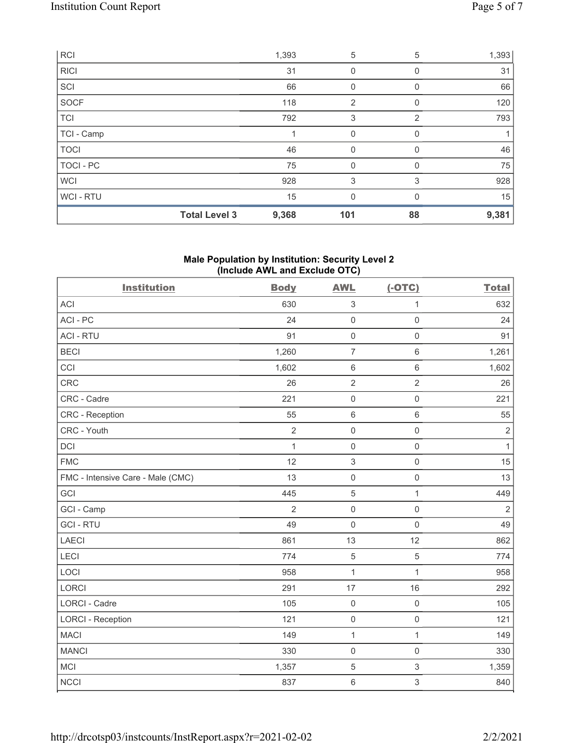| | | | | |
|---|---|---|---|---|
| RCI | 1,393 | 5 | 5 | 1,393 |
| RICI | 31 | 0 | 0 | 31 |
| SCI | 66 | 0 | 0 | 66 |
| SOCF | 118 | 2 | 0 | 120 |
| TCI | 792 | 3 | 2 | 793 |
| TCI - Camp | 1 | 0 | 0 | 1 |
| TOCI | 46 | 0 | 0 | 46 |
| TOCI - PC | 75 | 0 | 0 | 75 |
| WCI | 928 | 3 | 3 | 928 |
| WCI - RTU | 15 | 0 | 0 | 15 |
| **Total Level 3** | **9,368** | **101** | **88** | **9,381** |

### Male Population by Institution: Security Level 2 (Include AWL and Exclude OTC)

| Institution | Body | AWL | (-OTC) | Total |
|---|---|---|---|---|
| ACI | 630 | 3 | 1 | 632 |
| ACI - PC | 24 | 0 | 0 | 24 |
| ACI - RTU | 91 | 0 | 0 | 91 |
| BECI | 1,260 | 7 | 6 | 1,261 |
| CCI | 1,602 | 6 | 6 | 1,602 |
| CRC | 26 | 2 | 2 | 26 |
| CRC - Cadre | 221 | 0 | 0 | 221 |
| CRC - Reception | 55 | 6 | 6 | 55 |
| CRC - Youth | 2 | 0 | 0 | 2 |
| DCI | 1 | 0 | 0 | 1 |
| FMC | 12 | 3 | 0 | 15 |
| FMC - Intensive Care - Male (CMC) | 13 | 0 | 0 | 13 |
| GCI | 445 | 5 | 1 | 449 |
| GCI - Camp | 2 | 0 | 0 | 2 |
| GCI - RTU | 49 | 0 | 0 | 49 |
| LAECI | 861 | 13 | 12 | 862 |
| LECI | 774 | 5 | 5 | 774 |
| LOCI | 958 | 1 | 1 | 958 |
| LORCI | 291 | 17 | 16 | 292 |
| LORCI - Cadre | 105 | 0 | 0 | 105 |
| LORCI - Reception | 121 | 0 | 0 | 121 |
| MACI | 149 | 1 | 1 | 149 |
| MANCI | 330 | 0 | 0 | 330 |
| MCI | 1,357 | 5 | 3 | 1,359 |
| NCCI | 837 | 6 | 3 | 840 |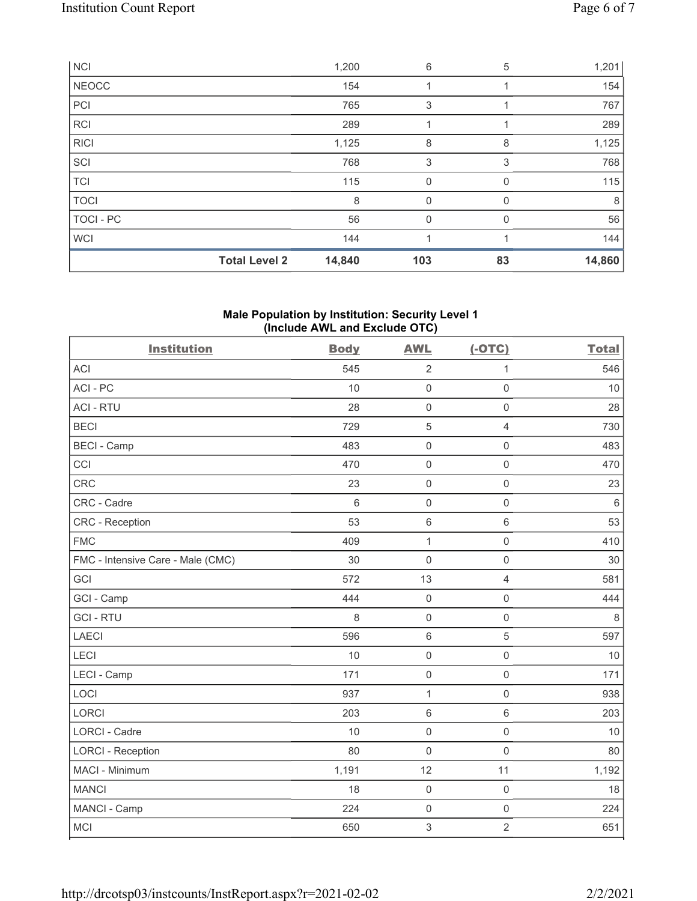| NCI | | 1,200 | 6 | 5 | 1,201 |
|---|---|---|---|---|---|
| NEOCC | | 154 | 1 | 1 | 154 |
| PCI | | 765 | 3 | 1 | 767 |
| RCI | | 289 | 1 | 1 | 289 |
| RICI | | 1,125 | 8 | 8 | 1,125 |
| SCI | | 768 | 3 | 3 | 768 |
| TCI | | 115 | 0 | 0 | 115 |
| TOCI | | 8 | 0 | 0 | 8 |
| TOCI - PC | | 56 | 0 | 0 | 56 |
| WCI | | 144 | 1 | 1 | 144 |
| | **Total Level 2** | **14,840** | **103** | **83** | **14,860** |

## Male Population by Institution: Security Level 1 (Include AWL and Exclude OTC)

| Institution | Body | AWL | (-OTC) | Total |
|---|---|---|---|---|
| ACI | 545 | 2 | 1 | 546 |
| ACI - PC | 10 | 0 | 0 | 10 |
| ACI - RTU | 28 | 0 | 0 | 28 |
| BECI | 729 | 5 | 4 | 730 |
| BECI - Camp | 483 | 0 | 0 | 483 |
| CCI | 470 | 0 | 0 | 470 |
| CRC | 23 | 0 | 0 | 23 |
| CRC - Cadre | 6 | 0 | 0 | 6 |
| CRC - Reception | 53 | 6 | 6 | 53 |
| FMC | 409 | 1 | 0 | 410 |
| FMC - Intensive Care - Male (CMC) | 30 | 0 | 0 | 30 |
| GCI | 572 | 13 | 4 | 581 |
| GCI - Camp | 444 | 0 | 0 | 444 |
| GCI - RTU | 8 | 0 | 0 | 8 |
| LAECI | 596 | 6 | 5 | 597 |
| LECI | 10 | 0 | 0 | 10 |
| LECI - Camp | 171 | 0 | 0 | 171 |
| LOCI | 937 | 1 | 0 | 938 |
| LORCI | 203 | 6 | 6 | 203 |
| LORCI - Cadre | 10 | 0 | 0 | 10 |
| LORCI - Reception | 80 | 0 | 0 | 80 |
| MACI - Minimum | 1,191 | 12 | 11 | 1,192 |
| MANCI | 18 | 0 | 0 | 18 |
| MANCI - Camp | 224 | 0 | 0 | 224 |
| MCI | 650 | 3 | 2 | 651 |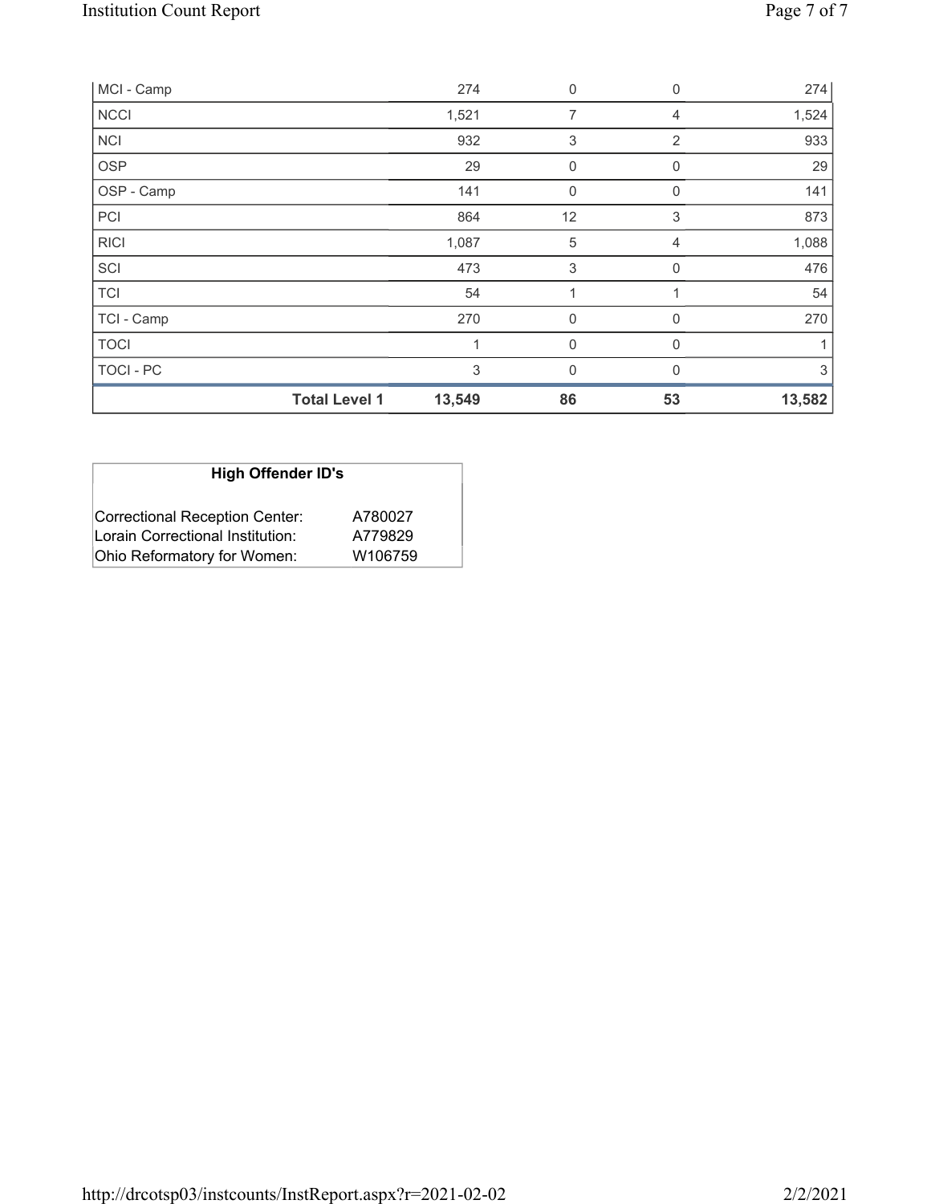| | | | | |
|---|---|---|---|---|
| MCI - Camp | 274 | 0 | 0 | 274 |
| NCCI | 1,521 | 7 | 4 | 1,524 |
| NCI | 932 | 3 | 2 | 933 |
| OSP | 29 | 0 | 0 | 29 |
| OSP - Camp | 141 | 0 | 0 | 141 |
| PCI | 864 | 12 | 3 | 873 |
| RICI | 1,087 | 5 | 4 | 1,088 |
| SCI | 473 | 3 | 0 | 476 |
| TCI | 54 | 1 | 1 | 54 |
| TCI - Camp | 270 | 0 | 0 | 270 |
| TOCI | 1 | 0 | 0 | 1 |
| TOCI - PC | 3 | 0 | 0 | 3 |
| **Total Level 1** | **13,549** | **86** | **53** | **13,582** |

| High Offender ID's | |
|---|---|
| Correctional Reception Center: | A780027 |
| Lorain Correctional Institution: | A779829 |
| Ohio Reformatory for Women: | W106759 |